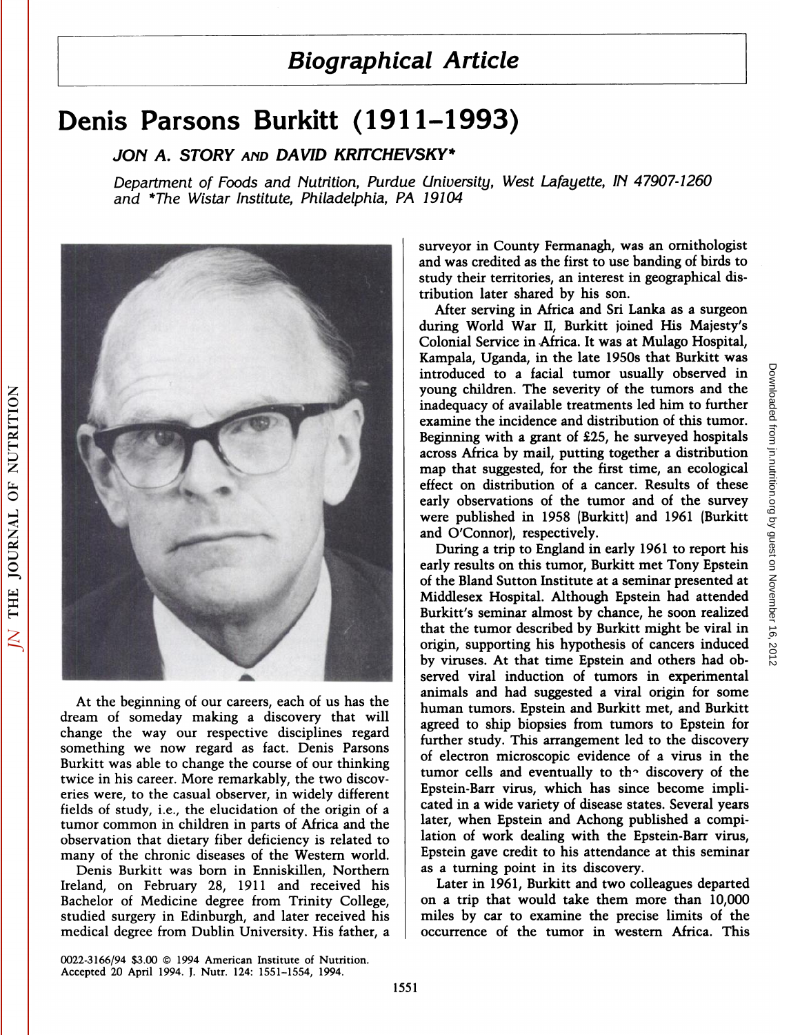# Biographical Article

# Denis Parsons Burkitt (1911–1993)

*JON A. STORY AND DAVID KRITCHEVSKY\**

*Department of Foods and Nutrition, Purdue University, West Lafayette, IN 47907-1260 and \*The Wistar Institute, Philadelphia, PA 19104*

At the beginning of our careers, each of us has the dream of someday making a discovery that will change the way our respective disciplines regard something we now regard as fact. Denis Parsons Burkitt was able to change the course of our thinking twice in his career. More remarkably, the two discoveries were, to the casual observer, in widely different fields of study, i.e., the elucidation of the origin of a tumor common in children in parts of Africa and the observation that dietary fiber deficiency is related to many of the chronic diseases of the Western world.

Denis Burkitt was born in Enniskillen, Northern Ireland, on February 28, 1911 and received his Bachelor of Medicine degree from Trinity College, studied surgery in Edinburgh, and later received his medical degree from Dublin University. His father, a surveyor in County Fermanagh, was an ornithologist and was credited as the first to use banding of birds to study their territories, an interest in geographical distribution later shared by his son.

After serving in Africa and Sri Lanka as a surgeon during World War II, Burkitt joined His Majesty's Colonial Service in Africa. It was at Mulago Hospital, Kampala, Uganda, in the late 1950s that Burkitt was introduced to a facial tumor usually observed in young children. The severity of the tumors and the inadequacy of available treatments led him to further examine the incidence and distribution of this tumor. Beginning with a grant of £25, he surveyed hospitals across Africa by mail, putting together a distribution map that suggested, for the first time, an ecological effect on distribution of a cancer. Results of these early observations of the tumor and of the survey were published in 1958 (Burkitt) and 1961 (Burkitt and O'Connor), respectively.

During a trip to England in early 1961 to report his early results on this tumor, Burkitt met Tony Epstein of the Bland Sutton Institute at a seminar presented at Middlesex Hospital. Although Epstein had attended Burkitt's seminar almost by chance, he soon realized that the tumor described by Burkitt might be viral in origin, supporting his hypothesis of cancers induced by viruses. At that time Epstein and others had observed viral induction of tumors in experimental animals and had suggested a viral origin for some human tumors. Epstein and Burkitt met, and Burkitt agreed to ship biopsies from tumors to Epstein for further study. This arrangement led to the discovery of electron microscopic evidence of a virus in the tumor cells and eventually to the discovery of the Epstein-Barr virus, which has since become implicated in a wide variety of disease states. Several years later, when Epstein and Achong published a compilation of work dealing with the Epstein-Barr virus, Epstein gave credit to his attendance at this seminar as a turning point in its discovery.

Later in 1961, Burkitt and two colleagues departed on a trip that would take them more than 10,000 miles by car to examine the precise limits of the occurrence of the tumor in western Africa. This

0022-3166/94 $3.00 © 1994 American Institute of Nutrition.
Accepted 20 April 1994. J. Nutr. 124: 1551–1554, 1994.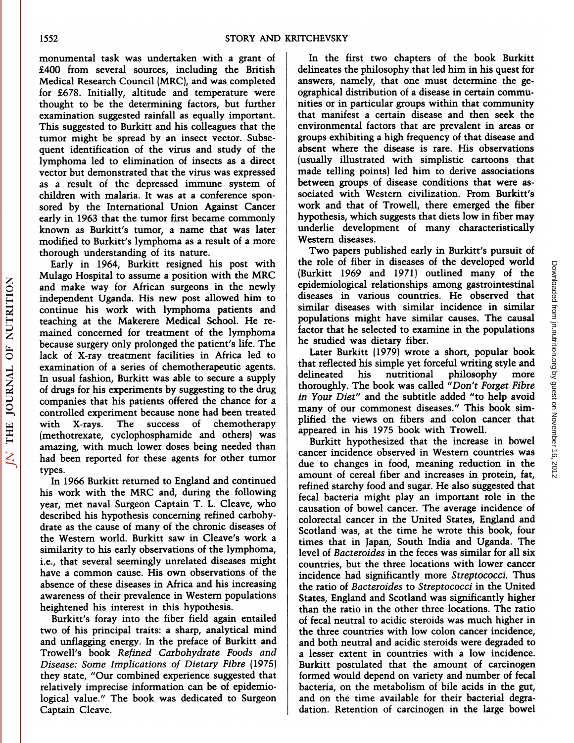monumental task was undertaken with a grant of £400 from several sources, including the British Medical Research Council (MRC), and was completed for £678. Initially, altitude and temperature were thought to be the determining factors, but further examination suggested rainfall as equally important. This suggested to Burkitt and his colleagues that the tumor might be spread by an insect vector. Subsequent identification of the virus and study of the lymphoma led to elimination of insects as a direct vector but demonstrated that the virus was expressed as a result of the depressed immune system of children with malaria. It was at a conference sponsored by the International Union Against Cancer early in 1963 that the tumor first became commonly known as Burkitt's tumor, a name that was later modified to Burkitt's lymphoma as a result of a more thorough understanding of its nature.

Early in 1964, Burkitt resigned his post with Mulago Hospital to assume a position with the MRC and make way for African surgeons in the newly independent Uganda. His new post allowed him to continue his work with lymphoma patients and teaching at the Makerere Medical School. He remained concerned for treatment of the lymphoma because surgery only prolonged the patient's life. The lack of X-ray treatment facilities in Africa led to examination of a series of chemotherapeutic agents. In usual fashion, Burkitt was able to secure a supply of drugs for his experiments by suggesting to the drug companies that his patients offered the chance for a controlled experiment because none had been treated with X-rays. The success of chemotherapy (methotrexate, cyclophosphamide and others) was amazing, with much lower doses being needed than had been reported for these agents for other tumor types.

In 1966 Burkitt returned to England and continued his work with the MRC and, during the following year, met naval Surgeon Captain T. L. Cleave, who described his hypothesis concerning refined carbohydrate as the cause of many of the chronic diseases of the Western world. Burkitt saw in Cleave's work a similarity to his early observations of the lymphoma, i.e., that several seemingly unrelated diseases might have a common cause. His own observations of the absence of these diseases in Africa and his increasing awareness of their prevalence in Western populations heightened his interest in this hypothesis.

Burkitt's foray into the fiber field again entailed two of his principal traits: a sharp, analytical mind and unflagging energy. In the preface of Burkitt and Trowell's book *Refined Carbohydrate Foods and Disease: Some Implications of Dietary Fibre* (1975) they state, "Our combined experience suggested that relatively imprecise information can be of epidemiological value." The book was dedicated to Surgeon Captain Cleave.

In the first two chapters of the book Burkitt delineates the philosophy that led him in his quest for answers, namely, that one must determine the geographical distribution of a disease in certain communities or in particular groups within that community that manifest a certain disease and then seek the environmental factors that are prevalent in areas or groups exhibiting a high frequency of that disease and absent where the disease is rare. His observations (usually illustrated with simplistic cartoons that made telling points) led him to derive associations between groups of disease conditions that were associated with Western civilization. From Burkitt's work and that of Trowell, there emerged the fiber hypothesis, which suggests that diets low in fiber may underlie development of many characteristically Western diseases.

Two papers published early in Burkitt's pursuit of the role of fiber in diseases of the developed world (Burkitt 1969 and 1971) outlined many of the epidemiological relationships among gastrointestinal diseases in various countries. He observed that similar diseases with similar incidence in similar populations might have similar causes. The causal factor that he selected to examine in the populations he studied was dietary fiber.

Later Burkitt (1979) wrote a short, popular book that reflected his simple yet forceful writing style and delineated his nutritional philosophy more thoroughly. The book was called *"Don't Forget Fibre in Your Diet"* and the subtitle added "to help avoid many of our commonest diseases." This book simplified the views on fibers and colon cancer that appeared in his 1975 book with Trowell.

Burkitt hypothesized that the increase in bowel cancer incidence observed in Western countries was due to changes in food, meaning reduction in the amount of cereal fiber and increases in protein, fat, refined starchy food and sugar. He also suggested that fecal bacteria might play an important role in the causation of bowel cancer. The average incidence of colorectal cancer in the United States, England and Scotland was, at the time he wrote this book, four times that in Japan, South India and Uganda. The level of *Bacteroides* in the feces was similar for all six countries, but the three locations with lower cancer incidence had significantly more *Streptococci.* Thus the ratio of *Bacteroides* to *Streptococci* in the United States, England and Scotland was significantly higher than the ratio in the other three locations. The ratio of fecal neutral to acidic steroids was much higher in the three countries with low colon cancer incidence, and both neutral and acidic steroids were degraded to a lesser extent in countries with a low incidence. Burkitt postulated that the amount of carcinogen formed would depend on variety and number of fecal bacteria, on the metabolism of bile acids in the gut, and on the time available for their bacterial degradation. Retention of carcinogen in the large bowel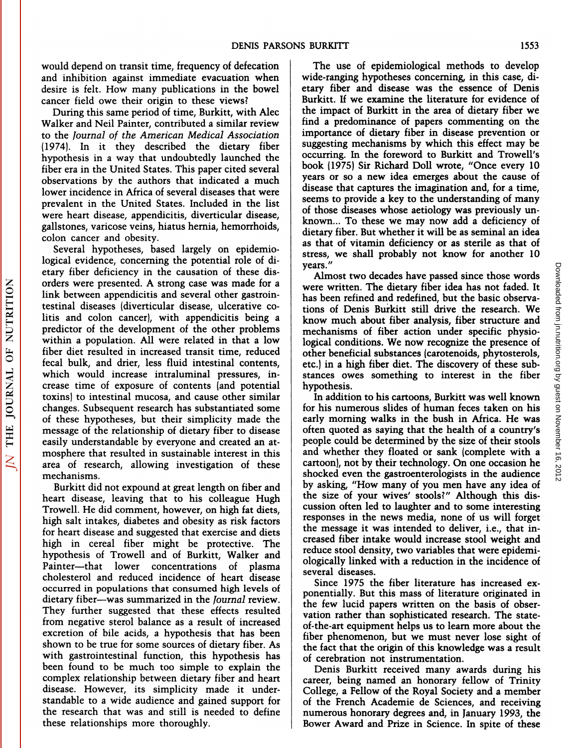would depend on transit time, frequency of defecation and inhibition against immediate evacuation when desire is felt. How many publications in the bowel cancer field owe their origin to these views?

During this same period of time, Burkitt, with Alec Walker and Neil Painter, contributed a similar review to the *Journal of the American Medical Association* (1974). In it they described the dietary fiber hypothesis in a way that undoubtedly launched the fiber era in the United States. This paper cited several observations by the authors that indicated a much lower incidence in Africa of several diseases that were prevalent in the United States. Included in the list were heart disease, appendicitis, diverticular disease, gallstones, varicose veins, hiatus hernia, hemorrhoids, colon cancer and obesity.

Several hypotheses, based largely on epidemiological evidence, concerning the potential role of dietary fiber deficiency in the causation of these disorders were presented. A strong case was made for a link between appendicitis and several other gastrointestinal diseases (diverticular disease, ulcerative colitis and colon cancer), with appendicitis being a predictor of the development of the other problems within a population. All were related in that a low fiber diet resulted in increased transit time, reduced fecal bulk, and drier, less fluid intestinal contents, which would increase intraluminal pressures, increase time of exposure of contents (and potential toxins) to intestinal mucosa, and cause other similar changes. Subsequent research has substantiated some of these hypotheses, but their simplicity made the message of the relationship of dietary fiber to disease easily understandable by everyone and created an atmosphere that resulted in sustainable interest in this area of research, allowing investigation of these mechanisms.

Burkitt did not expound at great length on fiber and heart disease, leaving that to his colleague Hugh Trowell. He did comment, however, on high fat diets, high salt intakes, diabetes and obesity as risk factors for heart disease and suggested that exercise and diets high in cereal fiber might be protective. The hypothesis of Trowell and of Burkitt, Walker and Painter—that lower concentrations of plasma cholesterol and reduced incidence of heart disease occurred in populations that consumed high levels of dietary fiber—was summarized in the *Journal* review. They further suggested that these effects resulted from negative sterol balance as a result of increased excretion of bile acids, a hypothesis that has been shown to be true for some sources of dietary fiber. As with gastrointestinal function, this hypothesis has been found to be much too simple to explain the complex relationship between dietary fiber and heart disease. However, its simplicity made it understandable to a wide audience and gained support for the research that was and still is needed to define these relationships more thoroughly.

The use of epidemiological methods to develop wide-ranging hypotheses concerning, in this case, dietary fiber and disease was the essence of Denis Burkitt. If we examine the literature for evidence of the impact of Burkitt in the area of dietary fiber we find a predominance of papers commenting on the importance of dietary fiber in disease prevention or suggesting mechanisms by which this effect may be occurring. In the foreword to Burkitt and Trowell's book (1975) Sir Richard Doll wrote, "Once every 10 years or so a new idea emerges about the cause of disease that captures the imagination and, for a time, seems to provide a key to the understanding of many of those diseases whose aetiology was previously unknown... To these we may now add a deficiency of dietary fiber. But whether it will be as seminal an idea as that of vitamin deficiency or as sterile as that of stress, we shall probably not know for another 10 years."

Almost two decades have passed since those words were written. The dietary fiber idea has not faded. It has been refined and redefined, but the basic observations of Denis Burkitt still drive the research. We know much about fiber analysis, fiber structure and mechanisms of fiber action under specific physiological conditions. We now recognize the presence of other beneficial substances (carotenoids, phytosterols, etc.) in a high fiber diet. The discovery of these substances owes something to interest in the fiber hypothesis.

In addition to his cartoons, Burkitt was well known for his numerous slides of human feces taken on his early morning walks in the bush in Africa. He was often quoted as saying that the health of a country's people could be determined by the size of their stools and whether they floated or sank (complete with a cartoon), not by their technology. On one occasion he shocked even the gastroenterologists in the audience by asking, "How many of you men have any idea of the size of your wives' stools?" Although this discussion often led to laughter and to some interesting responses in the news media, none of us will forget the message it was intended to deliver, i.e., that increased fiber intake would increase stool weight and reduce stool density, two variables that were epidemiologically linked with a reduction in the incidence of several diseases.

Since 1975 the fiber literature has increased exponentially. But this mass of literature originated in the few lucid papers written on the basis of observation rather than sophisticated research. The state-of-the-art equipment helps us to learn more about the fiber phenomenon, but we must never lose sight of the fact that the origin of this knowledge was a result of cerebration not instrumentation.

Denis Burkitt received many awards during his career, being named an honorary fellow of Trinity College, a Fellow of the Royal Society and a member of the French Academie de Sciences, and receiving numerous honorary degrees and, in January 1993, the Bower Award and Prize in Science. In spite of these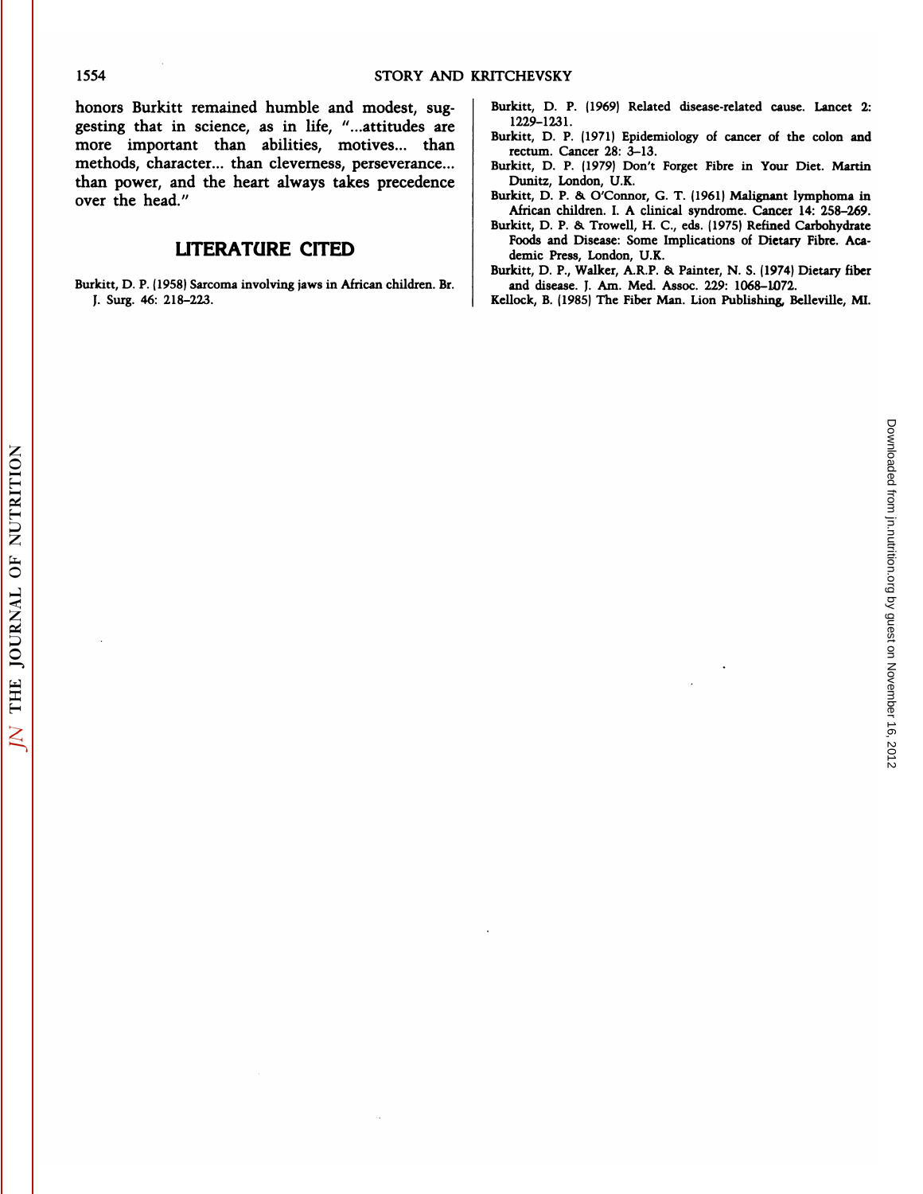honors Burkitt remained humble and modest, suggesting that in science, as in life, "...attitudes are more important than abilities, motives... than methods, character... than cleverness, perseverance... than power, and the heart always takes precedence over the head."

## LITERATURE CITED

Burkitt, D. P. (1958) Sarcoma involving jaws in African children. Br. J. Surg. 46: 218–223.

Burkitt, D. P. (1969) Related disease-related cause. Lancet 2: 1229–1231.

Burkitt, D. P. (1971) Epidemiology of cancer of the colon and rectum. Cancer 28: 3–13.

Burkitt, D. P. (1979) Don't Forget Fibre in Your Diet. Martin Dunitz, London, U.K.

Burkitt, D. P. & O'Connor, G. T. (1961) Malignant lymphoma in African children. I. A clinical syndrome. Cancer 14: 258–269.

Burkitt, D. P. & Trowell, H. C., eds. (1975) Refined Carbohydrate Foods and Disease: Some Implications of Dietary Fibre. Academic Press, London, U.K.

Burkitt, D. P., Walker, A.R.P. & Painter, N. S. (1974) Dietary fiber and disease. J. Am. Med. Assoc. 229: 1068–1072.

Kellock, B. (1985) The Fiber Man. Lion Publishing, Belleville, MI.